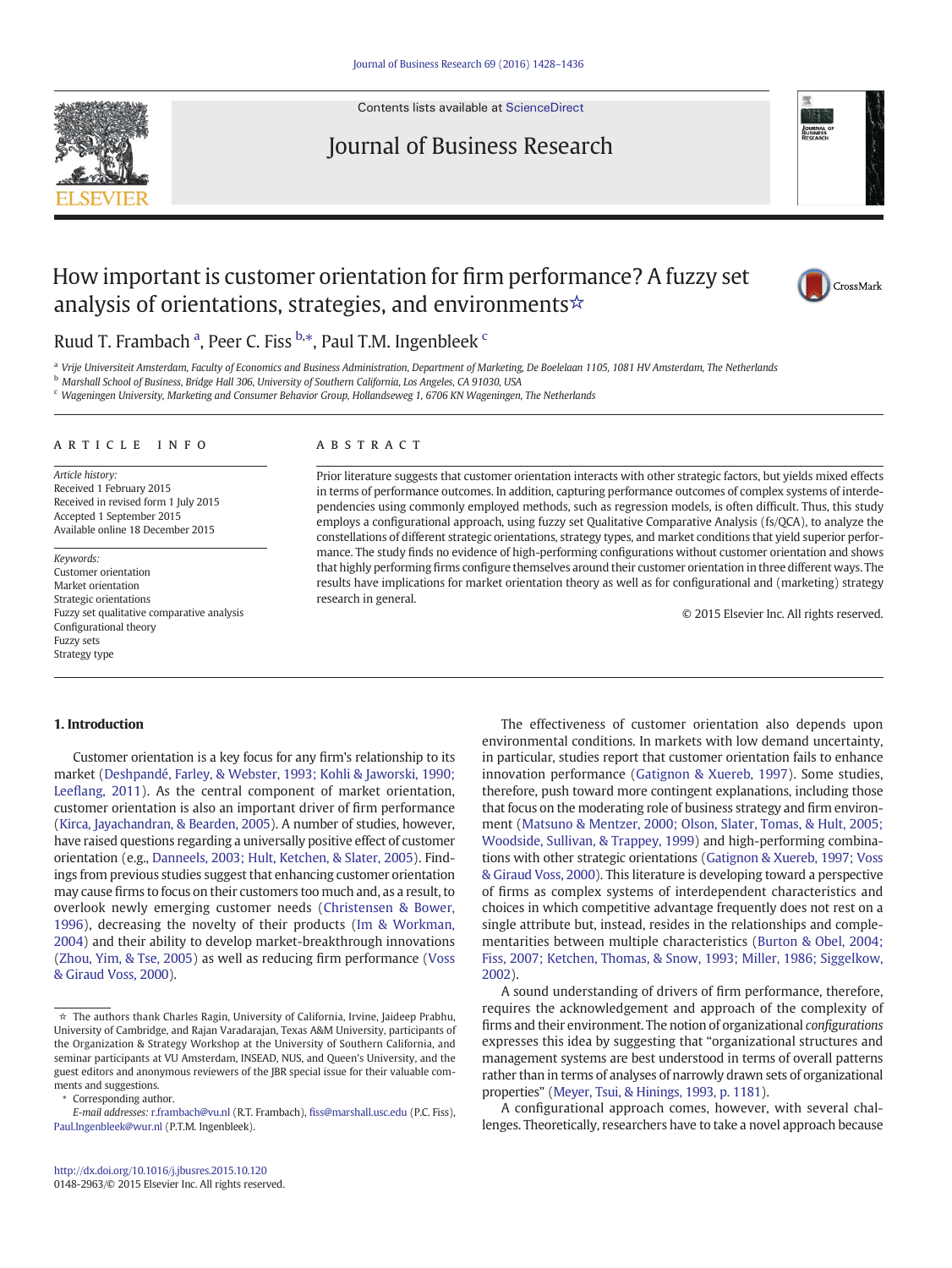# How important is customer orientation for firm performance? A fuzzy set analysis of orientations, strategies, and environments☆

Ruud T. Frambach [a], Peer C. Fiss [b,*], Paul T.M. Ingenbleek [c]

[a] Vrije Universiteit Amsterdam, Faculty of Economics and Business Administration, Department of Marketing, De Boelelaan 1105, 1081 HV Amsterdam, The Netherlands
[b] Marshall School of Business, Bridge Hall 306, University of Southern California, Los Angeles, CA 91030, USA
[c] Wageningen University, Marketing and Consumer Behavior Group, Hollandseweg 1, 6706 KN Wageningen, The Netherlands

## ARTICLE INFO

*Article history:*
Received 1 February 2015
Received in revised form 1 July 2015
Accepted 1 September 2015
Available online 18 December 2015

*Keywords:*
Customer orientation
Market orientation
Strategic orientations
Fuzzy set qualitative comparative analysis
Configurational theory
Fuzzy sets
Strategy type

## ABSTRACT

Prior literature suggests that customer orientation interacts with other strategic factors, but yields mixed effects in terms of performance outcomes. In addition, capturing performance outcomes of complex systems of interdependencies using commonly employed methods, such as regression models, is often difficult. Thus, this study employs a configurational approach, using fuzzy set Qualitative Comparative Analysis (fs/QCA), to analyze the constellations of different strategic orientations, strategy types, and market conditions that yield superior performance. The study finds no evidence of high-performing configurations without customer orientation and shows that highly performing firms configure themselves around their customer orientation in three different ways. The results have implications for market orientation theory as well as for configurational and (marketing) strategy research in general.

© 2015 Elsevier Inc. All rights reserved.

## 1. Introduction

Customer orientation is a key focus for any firm's relationship to its market (Deshpandé, Farley, & Webster, 1993; Kohli & Jaworski, 1990; Leeflang, 2011). As the central component of market orientation, customer orientation is also an important driver of firm performance (Kirca, Jayachandran, & Bearden, 2005). A number of studies, however, have raised questions regarding a universally positive effect of customer orientation (e.g., Danneels, 2003; Hult, Ketchen, & Slater, 2005). Findings from previous studies suggest that enhancing customer orientation may cause firms to focus on their customers too much and, as a result, to overlook newly emerging customer needs (Christensen & Bower, 1996), decreasing the novelty of their products (Im & Workman, 2004) and their ability to develop market-breakthrough innovations (Zhou, Yim, & Tse, 2005) as well as reducing firm performance (Voss & Giraud Voss, 2000).

The effectiveness of customer orientation also depends upon environmental conditions. In markets with low demand uncertainty, in particular, studies report that customer orientation fails to enhance innovation performance (Gatignon & Xuereb, 1997). Some studies, therefore, push toward more contingent explanations, including those that focus on the moderating role of business strategy and firm environment (Matsuno & Mentzer, 2000; Olson, Slater, Tomas, & Hult, 2005; Woodside, Sullivan, & Trappey, 1999) and high-performing combinations with other strategic orientations (Gatignon & Xuereb, 1997; Voss & Giraud Voss, 2000). This literature is developing toward a perspective of firms as complex systems of interdependent characteristics and choices in which competitive advantage frequently does not rest on a single attribute but, instead, resides in the relationships and complementarities between multiple characteristics (Burton & Obel, 2004; Fiss, 2007; Ketchen, Thomas, & Snow, 1993; Miller, 1986; Siggelkow, 2002).

A sound understanding of drivers of firm performance, therefore, requires the acknowledgement and approach of the complexity of firms and their environment. The notion of organizational *configurations* expresses this idea by suggesting that "organizational structures and management systems are best understood in terms of overall patterns rather than in terms of analyses of narrowly drawn sets of organizational properties" (Meyer, Tsui, & Hinings, 1993, p. 1181).

A configurational approach comes, however, with several challenges. Theoretically, researchers have to take a novel approach because

---

☆ The authors thank Charles Ragin, University of California, Irvine, Jaideep Prabhu, University of Cambridge, and Rajan Varadarajan, Texas A&M University, participants of the Organization & Strategy Workshop at the University of Southern California, and seminar participants at VU Amsterdam, INSEAD, NUS, and Queen's University, and the guest editors and anonymous reviewers of the JBR special issue for their valuable comments and suggestions.

\* Corresponding author.

*E-mail addresses:* r.frambach@vu.nl (R.T. Frambach), fiss@marshall.usc.edu (P.C. Fiss), Paul.Ingenbleek@wur.nl (P.T.M. Ingenbleek).

http://dx.doi.org/10.1016/j.jbusres.2015.10.120
0148-2963/© 2015 Elsevier Inc. All rights reserved.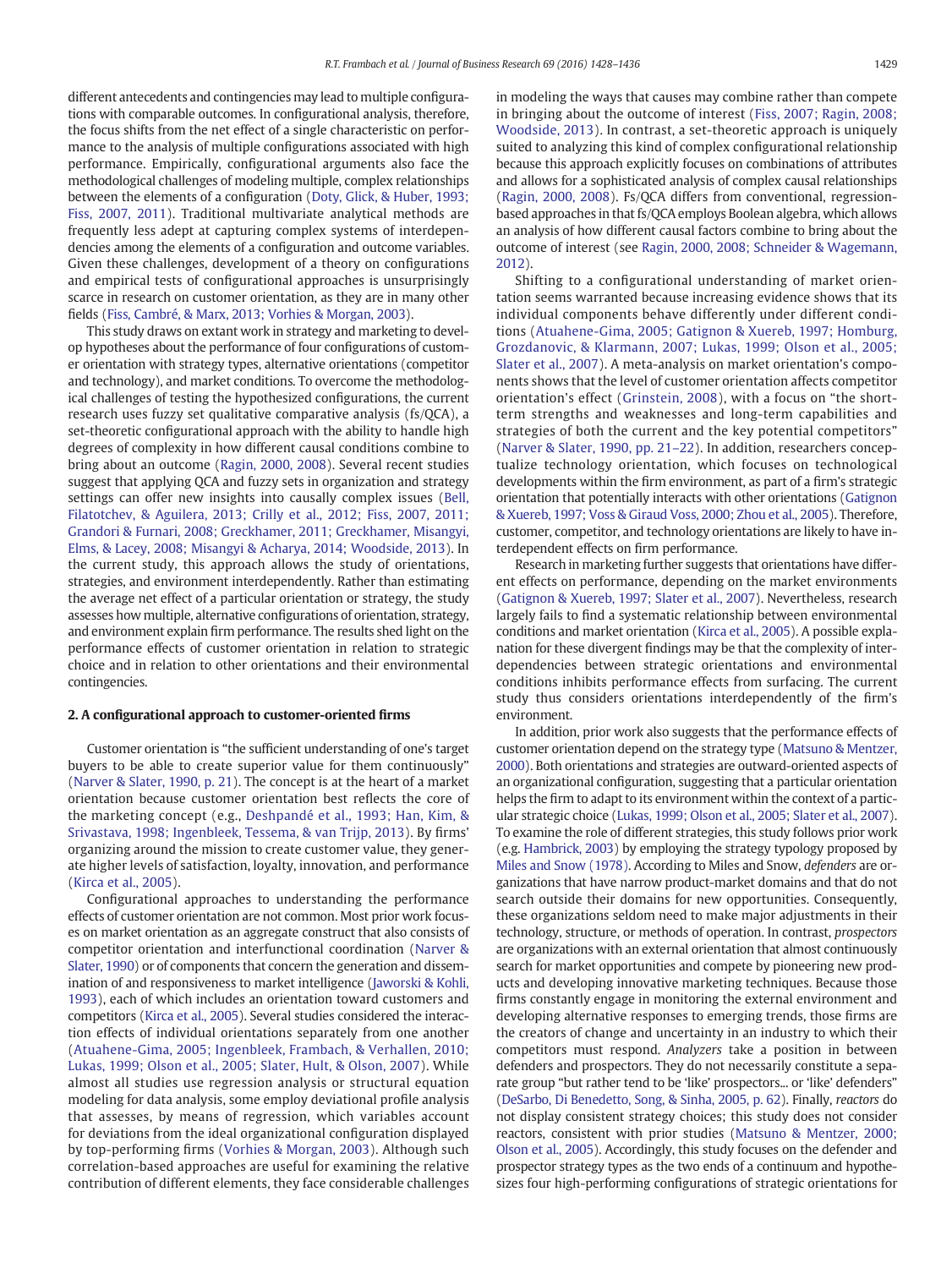different antecedents and contingencies may lead to multiple configurations with comparable outcomes. In configurational analysis, therefore, the focus shifts from the net effect of a single characteristic on performance to the analysis of multiple configurations associated with high performance. Empirically, configurational arguments also face the methodological challenges of modeling multiple, complex relationships between the elements of a configuration (Doty, Glick, & Huber, 1993; Fiss, 2007, 2011). Traditional multivariate analytical methods are frequently less adept at capturing complex systems of interdependencies among the elements of a configuration and outcome variables. Given these challenges, development of a theory on configurations and empirical tests of configurational approaches is unsurprisingly scarce in research on customer orientation, as they are in many other fields (Fiss, Cambré, & Marx, 2013; Vorhies & Morgan, 2003).

This study draws on extant work in strategy and marketing to develop hypotheses about the performance of four configurations of customer orientation with strategy types, alternative orientations (competitor and technology), and market conditions. To overcome the methodological challenges of testing the hypothesized configurations, the current research uses fuzzy set qualitative comparative analysis (fs/QCA), a set-theoretic configurational approach with the ability to handle high degrees of complexity in how different causal conditions combine to bring about an outcome (Ragin, 2000, 2008). Several recent studies suggest that applying QCA and fuzzy sets in organization and strategy settings can offer new insights into causally complex issues (Bell, Filatotchev, & Aguilera, 2013; Crilly et al., 2012; Fiss, 2007, 2011; Grandori & Furnari, 2008; Greckhamer, 2011; Greckhamer, Misangyi, Elms, & Lacey, 2008; Misangyi & Acharya, 2014; Woodside, 2013). In the current study, this approach allows the study of orientations, strategies, and environment interdependently. Rather than estimating the average net effect of a particular orientation or strategy, the study assesses how multiple, alternative configurations of orientation, strategy, and environment explain firm performance. The results shed light on the performance effects of customer orientation in relation to strategic choice and in relation to other orientations and their environmental contingencies.

## 2. A configurational approach to customer-oriented firms

Customer orientation is "the sufficient understanding of one's target buyers to be able to create superior value for them continuously" (Narver & Slater, 1990, p. 21). The concept is at the heart of a market orientation because customer orientation best reflects the core of the marketing concept (e.g., Deshpandé et al., 1993; Han, Kim, & Srivastava, 1998; Ingenbleek, Tessema, & van Trijp, 2013). By firms' organizing around the mission to create customer value, they generate higher levels of satisfaction, loyalty, innovation, and performance (Kirca et al., 2005).

Configurational approaches to understanding the performance effects of customer orientation are not common. Most prior work focuses on market orientation as an aggregate construct that also consists of competitor orientation and interfunctional coordination (Narver & Slater, 1990) or of components that concern the generation and dissemination of and responsiveness to market intelligence (Jaworski & Kohli, 1993), each of which includes an orientation toward customers and competitors (Kirca et al., 2005). Several studies considered the interaction effects of individual orientations separately from one another (Atuahene-Gima, 2005; Ingenbleek, Frambach, & Verhallen, 2010; Lukas, 1999; Olson et al., 2005; Slater, Hult, & Olson, 2007). While almost all studies use regression analysis or structural equation modeling for data analysis, some employ deviational profile analysis that assesses, by means of regression, which variables account for deviations from the ideal organizational configuration displayed by top-performing firms (Vorhies & Morgan, 2003). Although such correlation-based approaches are useful for examining the relative contribution of different elements, they face considerable challenges in modeling the ways that causes may combine rather than compete in bringing about the outcome of interest (Fiss, 2007; Ragin, 2008; Woodside, 2013). In contrast, a set-theoretic approach is uniquely suited to analyzing this kind of complex configurational relationship because this approach explicitly focuses on combinations of attributes and allows for a sophisticated analysis of complex causal relationships (Ragin, 2000, 2008). Fs/QCA differs from conventional, regression-based approaches in that fs/QCA employs Boolean algebra, which allows an analysis of how different causal factors combine to bring about the outcome of interest (see Ragin, 2000, 2008; Schneider & Wagemann, 2012).

Shifting to a configurational understanding of market orientation seems warranted because increasing evidence shows that its individual components behave differently under different conditions (Atuahene-Gima, 2005; Gatignon & Xuereb, 1997; Homburg, Grozdanovic, & Klarmann, 2007; Lukas, 1999; Olson et al., 2005; Slater et al., 2007). A meta-analysis on market orientation's components shows that the level of customer orientation affects competitor orientation's effect (Grinstein, 2008), with a focus on "the short-term strengths and weaknesses and long-term capabilities and strategies of both the current and the key potential competitors" (Narver & Slater, 1990, pp. 21–22). In addition, researchers conceptualize technology orientation, which focuses on technological developments within the firm environment, as part of a firm's strategic orientation that potentially interacts with other orientations (Gatignon & Xuereb, 1997; Voss & Giraud Voss, 2000; Zhou et al., 2005). Therefore, customer, competitor, and technology orientations are likely to have interdependent effects on firm performance.

Research in marketing further suggests that orientations have different effects on performance, depending on the market environments (Gatignon & Xuereb, 1997; Slater et al., 2007). Nevertheless, research largely fails to find a systematic relationship between environmental conditions and market orientation (Kirca et al., 2005). A possible explanation for these divergent findings may be that the complexity of interdependencies between strategic orientations and environmental conditions inhibits performance effects from surfacing. The current study thus considers orientations interdependently of the firm's environment.

In addition, prior work also suggests that the performance effects of customer orientation depend on the strategy type (Matsuno & Mentzer, 2000). Both orientations and strategies are outward-oriented aspects of an organizational configuration, suggesting that a particular orientation helps the firm to adapt to its environment within the context of a particular strategic choice (Lukas, 1999; Olson et al., 2005; Slater et al., 2007). To examine the role of different strategies, this study follows prior work (e.g. Hambrick, 2003) by employing the strategy typology proposed by Miles and Snow (1978). According to Miles and Snow, *defenders* are organizations that have narrow product-market domains and that do not search outside their domains for new opportunities. Consequently, these organizations seldom need to make major adjustments in their technology, structure, or methods of operation. In contrast, *prospectors* are organizations with an external orientation that almost continuously search for market opportunities and compete by pioneering new products and developing innovative marketing techniques. Because those firms constantly engage in monitoring the external environment and developing alternative responses to emerging trends, those firms are the creators of change and uncertainty in an industry to which their competitors must respond. *Analyzers* take a position in between defenders and prospectors. They do not necessarily constitute a separate group "but rather tend to be 'like' prospectors... or 'like' defenders" (DeSarbo, Di Benedetto, Song, & Sinha, 2005, p. 62). Finally, *reactors* do not display consistent strategy choices; this study does not consider reactors, consistent with prior studies (Matsuno & Mentzer, 2000; Olson et al., 2005). Accordingly, this study focuses on the defender and prospector strategy types as the two ends of a continuum and hypothesizes four high-performing configurations of strategic orientations for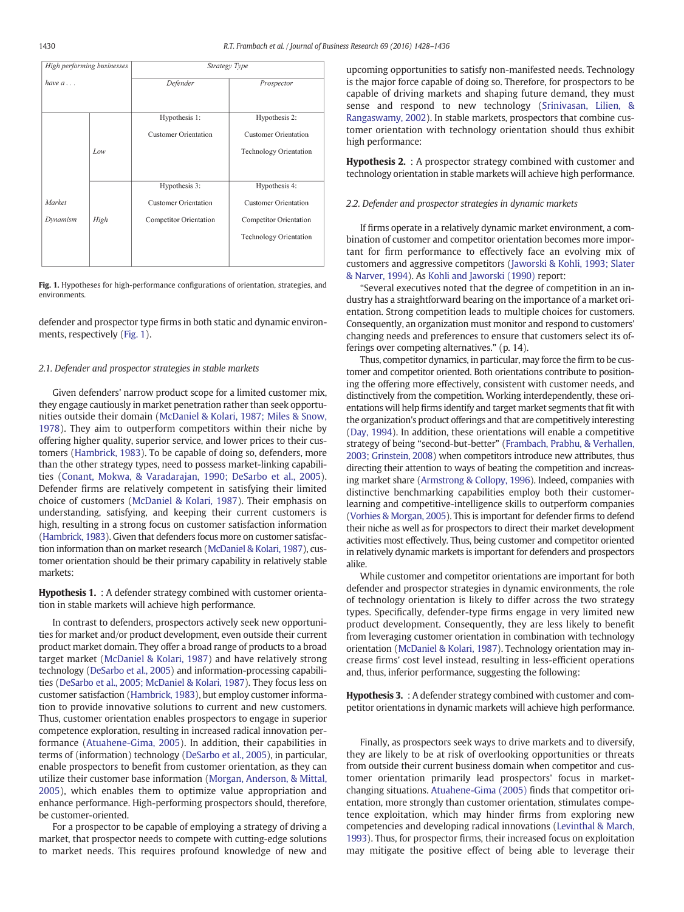| High performing businesses have a . . . | | Strategy Type | |
|---|---|---|---|
| | | Defender | Prospector |
| Market Dynamism | Low | Hypothesis 1: Customer Orientation | Hypothesis 2: Customer Orientation Technology Orientation |
| | High | Hypothesis 3: Customer Orientation Competitor Orientation | Hypothesis 4: Customer Orientation Competitor Orientation Technology Orientation |

**Fig. 1.** Hypotheses for high-performance configurations of orientation, strategies, and environments.

defender and prospector type firms in both static and dynamic environments, respectively (Fig. 1).

### 2.1. Defender and prospector strategies in stable markets

Given defenders' narrow product scope for a limited customer mix, they engage cautiously in market penetration rather than seek opportunities outside their domain (McDaniel & Kolari, 1987; Miles & Snow, 1978). They aim to outperform competitors within their niche by offering higher quality, superior service, and lower prices to their customers (Hambrick, 1983). To be capable of doing so, defenders, more than the other strategy types, need to possess market-linking capabilities (Conant, Mokwa, & Varadarajan, 1990; DeSarbo et al., 2005). Defender firms are relatively competent in satisfying their limited choice of customers (McDaniel & Kolari, 1987). Their emphasis on understanding, satisfying, and keeping their current customers is high, resulting in a strong focus on customer satisfaction information (Hambrick, 1983). Given that defenders focus more on customer satisfaction information than on market research (McDaniel & Kolari, 1987), customer orientation should be their primary capability in relatively stable markets:

**Hypothesis 1.** : A defender strategy combined with customer orientation in stable markets will achieve high performance.

In contrast to defenders, prospectors actively seek new opportunities for market and/or product development, even outside their current product market domain. They offer a broad range of products to a broad target market (McDaniel & Kolari, 1987) and have relatively strong technology (DeSarbo et al., 2005) and information-processing capabilities (DeSarbo et al., 2005; McDaniel & Kolari, 1987). They focus less on customer satisfaction (Hambrick, 1983), but employ customer information to provide innovative solutions to current and new customers. Thus, customer orientation enables prospectors to engage in superior competence exploration, resulting in increased radical innovation performance (Atuahene-Gima, 2005). In addition, their capabilities in terms of (information) technology (DeSarbo et al., 2005), in particular, enable prospectors to benefit from customer orientation, as they can utilize their customer base information (Morgan, Anderson, & Mittal, 2005), which enables them to optimize value appropriation and enhance performance. High-performing prospectors should, therefore, be customer-oriented.

For a prospector to be capable of employing a strategy of driving a market, that prospector needs to compete with cutting-edge solutions to market needs. This requires profound knowledge of new and upcoming opportunities to satisfy non-manifested needs. Technology is the major force capable of doing so. Therefore, for prospectors to be capable of driving markets and shaping future demand, they must sense and respond to new technology (Srinivasan, Lilien, & Rangaswamy, 2002). In stable markets, prospectors that combine customer orientation with technology orientation should thus exhibit high performance:

**Hypothesis 2.** : A prospector strategy combined with customer and technology orientation in stable markets will achieve high performance.

### 2.2. Defender and prospector strategies in dynamic markets

If firms operate in a relatively dynamic market environment, a combination of customer and competitor orientation becomes more important for firm performance to effectively face an evolving mix of customers and aggressive competitors (Jaworski & Kohli, 1993; Slater & Narver, 1994). As Kohli and Jaworski (1990) report:

"Several executives noted that the degree of competition in an industry has a straightforward bearing on the importance of a market orientation. Strong competition leads to multiple choices for customers. Consequently, an organization must monitor and respond to customers' changing needs and preferences to ensure that customers select its offerings over competing alternatives." (p. 14).

Thus, competitor dynamics, in particular, may force the firm to be customer and competitor oriented. Both orientations contribute to positioning the offering more effectively, consistent with customer needs, and distinctively from the competition. Working interdependently, these orientations will help firms identify and target market segments that fit with the organization's product offerings and that are competitively interesting (Day, 1994). In addition, these orientations will enable a competitive strategy of being "second-but-better" (Frambach, Prabhu, & Verhallen, 2003; Grinstein, 2008) when competitors introduce new attributes, thus directing their attention to ways of beating the competition and increasing market share (Armstrong & Collopy, 1996). Indeed, companies with distinctive benchmarking capabilities employ both their customer-learning and competitive-intelligence skills to outperform companies (Vorhies & Morgan, 2005). This is important for defender firms to defend their niche as well as for prospectors to direct their market development activities most effectively. Thus, being customer and competitor oriented in relatively dynamic markets is important for defenders and prospectors alike.

While customer and competitor orientations are important for both defender and prospector strategies in dynamic environments, the role of technology orientation is likely to differ across the two strategy types. Specifically, defender-type firms engage in very limited new product development. Consequently, they are less likely to benefit from leveraging customer orientation in combination with technology orientation (McDaniel & Kolari, 1987). Technology orientation may increase firms' cost level instead, resulting in less-efficient operations and, thus, inferior performance, suggesting the following:

**Hypothesis 3.** : A defender strategy combined with customer and competitor orientations in dynamic markets will achieve high performance.

Finally, as prospectors seek ways to drive markets and to diversify, they are likely to be at risk of overlooking opportunities or threats from outside their current business domain when competitor and customer orientation primarily lead prospectors' focus in market-changing situations. Atuahene-Gima (2005) finds that competitor orientation, more strongly than customer orientation, stimulates competence exploitation, which may hinder firms from exploring new competencies and developing radical innovations (Levinthal & March, 1993). Thus, for prospector firms, their increased focus on exploitation may mitigate the positive effect of being able to leverage their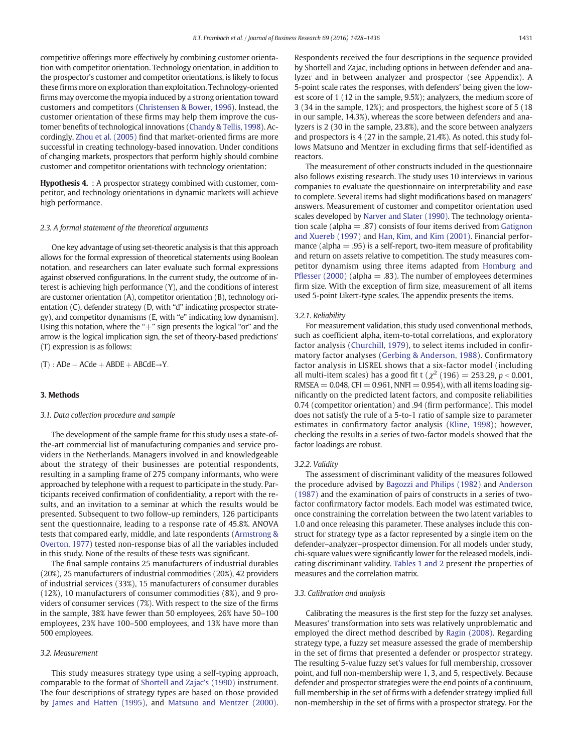competitive offerings more effectively by combining customer orientation with competitor orientation. Technology orientation, in addition to the prospector's customer and competitor orientations, is likely to focus these firms more on exploration than exploitation. Technology-oriented firms may overcome the myopia induced by a strong orientation toward customers and competitors (Christensen & Bower, 1996). Instead, the customer orientation of these firms may help them improve the customer benefits of technological innovations (Chandy & Tellis, 1998). Accordingly, Zhou et al. (2005) find that market-oriented firms are more successful in creating technology-based innovation. Under conditions of changing markets, prospectors that perform highly should combine customer and competitor orientations with technology orientation:

**Hypothesis 4.** : A prospector strategy combined with customer, competitor, and technology orientations in dynamic markets will achieve high performance.

### 2.3. A formal statement of the theoretical arguments

One key advantage of using set-theoretic analysis is that this approach allows for the formal expression of theoretical statements using Boolean notation, and researchers can later evaluate such formal expressions against observed configurations. In the current study, the outcome of interest is achieving high performance (Y), and the conditions of interest are customer orientation (A), competitor orientation (B), technology orientation (C), defender strategy (D, with "d" indicating prospector strategy), and competitor dynamisms (E, with "e" indicating low dynamism). Using this notation, where the "+" sign presents the logical "or" and the arrow is the logical implication sign, the set of theory-based predictions' (T) expression is as follows:

$$(T): ADe + ACde + ABDE + ABCdE \rightarrow Y.$$

## 3. Methods

### 3.1. Data collection procedure and sample

The development of the sample frame for this study uses a state-of-the-art commercial list of manufacturing companies and service providers in the Netherlands. Managers involved in and knowledgeable about the strategy of their businesses are potential respondents, resulting in a sampling frame of 275 company informants, who were approached by telephone with a request to participate in the study. Participants received confirmation of confidentiality, a report with the results, and an invitation to a seminar at which the results would be presented. Subsequent to two follow-up reminders, 126 participants sent the questionnaire, leading to a response rate of 45.8%. ANOVA tests that compared early, middle, and late respondents (Armstrong & Overton, 1977) tested non-response bias of all the variables included in this study. None of the results of these tests was significant.

The final sample contains 25 manufacturers of industrial durables (20%), 25 manufacturers of industrial commodities (20%), 42 providers of industrial services (33%), 15 manufacturers of consumer durables (12%), 10 manufacturers of consumer commodities (8%), and 9 providers of consumer services (7%). With respect to the size of the firms in the sample, 38% have fewer than 50 employees, 26% have 50–100 employees, 23% have 100–500 employees, and 13% have more than 500 employees.

### 3.2. Measurement

This study measures strategy type using a self-typing approach, comparable to the format of Shortell and Zajac's (1990) instrument. The four descriptions of strategy types are based on those provided by James and Hatten (1995), and Matsuno and Mentzer (2000). Respondents received the four descriptions in the sequence provided by Shortell and Zajac, including options in between defender and analyzer and in between analyzer and prospector (see Appendix). A 5-point scale rates the responses, with defenders' being given the lowest score of 1 (12 in the sample, 9.5%); analyzers, the medium score of 3 (34 in the sample, 12%); and prospectors, the highest score of 5 (18 in our sample, 14.3%), whereas the score between defenders and analyzers is 2 (30 in the sample, 23.8%), and the score between analyzers and prospectors is 4 (27 in the sample, 21.4%). As noted, this study follows Matsuno and Mentzer in excluding firms that self-identified as reactors.

The measurement of other constructs included in the questionnaire also follows existing research. The study uses 10 interviews in various companies to evaluate the questionnaire on interpretability and ease to complete. Several items had slight modifications based on managers' answers. Measurement of customer and competitor orientation used scales developed by Narver and Slater (1990). The technology orientation scale (alpha = .87) consists of four items derived from Gatignon and Xuereb (1997) and Han, Kim, and Kim (2001). Financial performance (alpha = .95) is a self-report, two-item measure of profitability and return on assets relative to competition. The study measures competitor dynamism using three items adapted from Homburg and Pflesser (2000) (alpha = .83). The number of employees determines firm size. With the exception of firm size, measurement of all items used 5-point Likert-type scales. The appendix presents the items.

#### 3.2.1. Reliability

For measurement validation, this study used conventional methods, such as coefficient alpha, item-to-total correlations, and exploratory factor analysis (Churchill, 1979), to select items included in confirmatory factor analyses (Gerbing & Anderson, 1988). Confirmatory factor analysis in LISREL shows that a six-factor model (including all multi-item scales) has a good fit t ($\chi^2$ (196) = 253.29, $p < 0.001$, RMSEA = 0.048, CFI = 0.961, NNFI = 0.954), with all items loading significantly on the predicted latent factors, and composite reliabilities 0.74 (competitor orientation) and .94 (firm performance). This model does not satisfy the rule of a 5-to-1 ratio of sample size to parameter estimates in confirmatory factor analysis (Kline, 1998); however, checking the results in a series of two-factor models showed that the factor loadings are robust.

#### 3.2.2. Validity

The assessment of discriminant validity of the measures followed the procedure advised by Bagozzi and Philips (1982) and Anderson (1987) and the examination of pairs of constructs in a series of two-factor confirmatory factor models. Each model was estimated twice, once constraining the correlation between the two latent variables to 1.0 and once releasing this parameter. These analyses include this construct for strategy type as a factor represented by a single item on the defender–analyzer–prospector dimension. For all models under study, chi-square values were significantly lower for the released models, indicating discriminant validity. Tables 1 and 2 present the properties of measures and the correlation matrix.

### 3.3. Calibration and analysis

Calibrating the measures is the first step for the fuzzy set analyses. Measures' transformation into sets was relatively unproblematic and employed the direct method described by Ragin (2008). Regarding strategy type, a fuzzy set measure assessed the grade of membership in the set of firms that presented a defender or prospector strategy. The resulting 5-value fuzzy set's values for full membership, crossover point, and full non-membership were 1, 3, and 5, respectively. Because defender and prospector strategies were the end points of a continuum, full membership in the set of firms with a defender strategy implied full non-membership in the set of firms with a prospector strategy. For the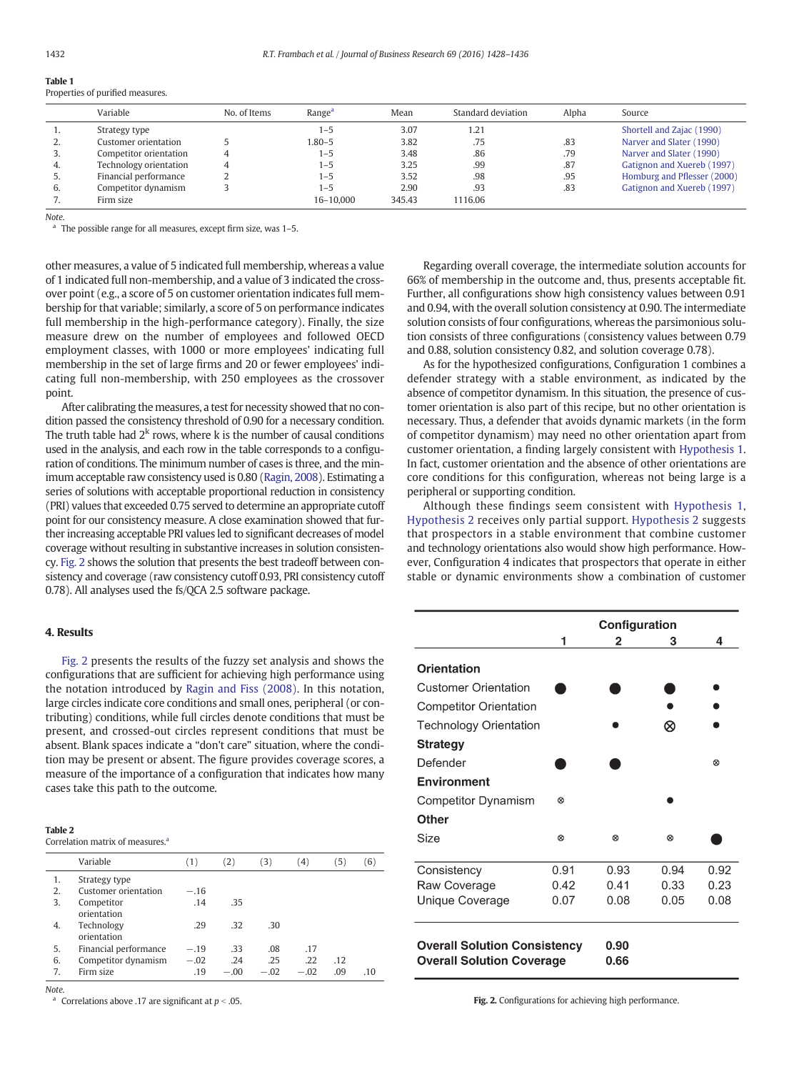**Table 1**
Properties of purified measures.

| | Variable | No. of Items | Range[a] | Mean | Standard deviation | Alpha | Source |
|---|---|---|---|---|---|---|---|
| 1. | Strategy type | | 1–5 | 3.07 | 1.21 | | Shortell and Zajac (1990) |
| 2. | Customer orientation | 5 | 1.80–5 | 3.82 | .75 | .83 | Narver and Slater (1990) |
| 3. | Competitor orientation | 4 | 1–5 | 3.48 | .86 | .79 | Narver and Slater (1990) |
| 4. | Technology orientation | 4 | 1–5 | 3.25 | .99 | .87 | Gatignon and Xuereb (1997) |
| 5. | Financial performance | 2 | 1–5 | 3.52 | .98 | .95 | Homburg and Pflesser (2000) |
| 6. | Competitor dynamism | 3 | 1–5 | 2.90 | .93 | .83 | Gatignon and Xuereb (1997) |
| 7. | Firm size | | 16–10,000 | 345.43 | 1116.06 | | |

Note.
[a] The possible range for all measures, except firm size, was 1–5.

other measures, a value of 5 indicated full membership, whereas a value of 1 indicated full non-membership, and a value of 3 indicated the crossover point (e.g., a score of 5 on customer orientation indicates full membership for that variable; similarly, a score of 5 on performance indicates full membership in the high-performance category). Finally, the size measure drew on the number of employees and followed OECD employment classes, with 1000 or more employees' indicating full membership in the set of large firms and 20 or fewer employees' indicating full non-membership, with 250 employees as the crossover point.

After calibrating the measures, a test for necessity showed that no condition passed the consistency threshold of 0.90 for a necessary condition. The truth table had $2^k$ rows, where k is the number of causal conditions used in the analysis, and each row in the table corresponds to a configuration of conditions. The minimum number of cases is three, and the minimum acceptable raw consistency used is 0.80 (Ragin, 2008). Estimating a series of solutions with acceptable proportional reduction in consistency (PRI) values that exceeded 0.75 served to determine an appropriate cutoff point for our consistency measure. A close examination showed that further increasing acceptable PRI values led to significant decreases of model coverage without resulting in substantive increases in solution consistency. Fig. 2 shows the solution that presents the best tradeoff between consistency and coverage (raw consistency cutoff 0.93, PRI consistency cutoff 0.78). All analyses used the fs/QCA 2.5 software package.

## 4. Results

Fig. 2 presents the results of the fuzzy set analysis and shows the configurations that are sufficient for achieving high performance using the notation introduced by Ragin and Fiss (2008). In this notation, large circles indicate core conditions and small ones, peripheral (or contributing) conditions, while full circles denote conditions that must be present, and crossed-out circles represent conditions that must be absent. Blank spaces indicate a "don't care" situation, where the condition may be present or absent. The figure provides coverage scores, a measure of the importance of a configuration that indicates how many cases take this path to the outcome.

**Table 2**
Correlation matrix of measures.[a]

| | Variable | (1) | (2) | (3) | (4) | (5) | (6) |
|---|---|---|---|---|---|---|---|
| 1. | Strategy type | | | | | | |
| 2. | Customer orientation | −.16 | | | | | |
| 3. | Competitor orientation | .14 | .35 | | | | |
| 4. | Technology orientation | .29 | .32 | .30 | | | |
| 5. | Financial performance | −.19 | .33 | .08 | .17 | | |
| 6. | Competitor dynamism | −.02 | .24 | .25 | .22 | .12 | |
| 7. | Firm size | .19 | −.00 | −.02 | −.02 | .09 | .10 |

Note.
[a] Correlations above .17 are significant at $p < .05$.

Regarding overall coverage, the intermediate solution accounts for 66% of membership in the outcome and, thus, presents acceptable fit. Further, all configurations show high consistency values between 0.91 and 0.94, with the overall solution consistency at 0.90. The intermediate solution consists of four configurations, whereas the parsimonious solution consists of three configurations (consistency values between 0.79 and 0.88, solution consistency 0.82, and solution coverage 0.78).

As for the hypothesized configurations, Configuration 1 combines a defender strategy with a stable environment, as indicated by the absence of competitor dynamism. In this situation, the presence of customer orientation is also part of this recipe, but no other orientation is necessary. Thus, a defender that avoids dynamic markets (in the form of competitor dynamism) may need no other orientation apart from customer orientation, a finding largely consistent with Hypothesis 1. In fact, customer orientation and the absence of other orientations are core conditions for this configuration, whereas not being large is a peripheral or supporting condition.

Although these findings seem consistent with Hypothesis 1, Hypothesis 2 receives only partial support. Hypothesis 2 suggests that prospectors in a stable environment that combine customer and technology orientations also would show high performance. However, Configuration 4 indicates that prospectors that operate in either stable or dynamic environments show a combination of customer

| | Configuration 1 | 2 | 3 | 4 |
|---|---|---|---|---|
| **Orientation** | | | | |
| Customer Orientation | ● | ● | ● | • |
| Competitor Orientation | | | • | • |
| Technology Orientation | | • | ⨂ | • |
| **Strategy** | | | | |
| Defender | ● | ● | | ⊗ |
| **Environment** | | | | |
| Competitor Dynamism | ⊗ | | • | |
| **Other** | | | | |
| Size | ⊗ | ⊗ | ⊗ | ● |
| Consistency | 0.91 | 0.93 | 0.94 | 0.92 |
| Raw Coverage | 0.42 | 0.41 | 0.33 | 0.23 |
| Unique Coverage | 0.07 | 0.08 | 0.05 | 0.08 |
| **Overall Solution Consistency** | **0.90** | | | |
| **Overall Solution Coverage** | **0.66** | | | |

**Fig. 2.** Configurations for achieving high performance.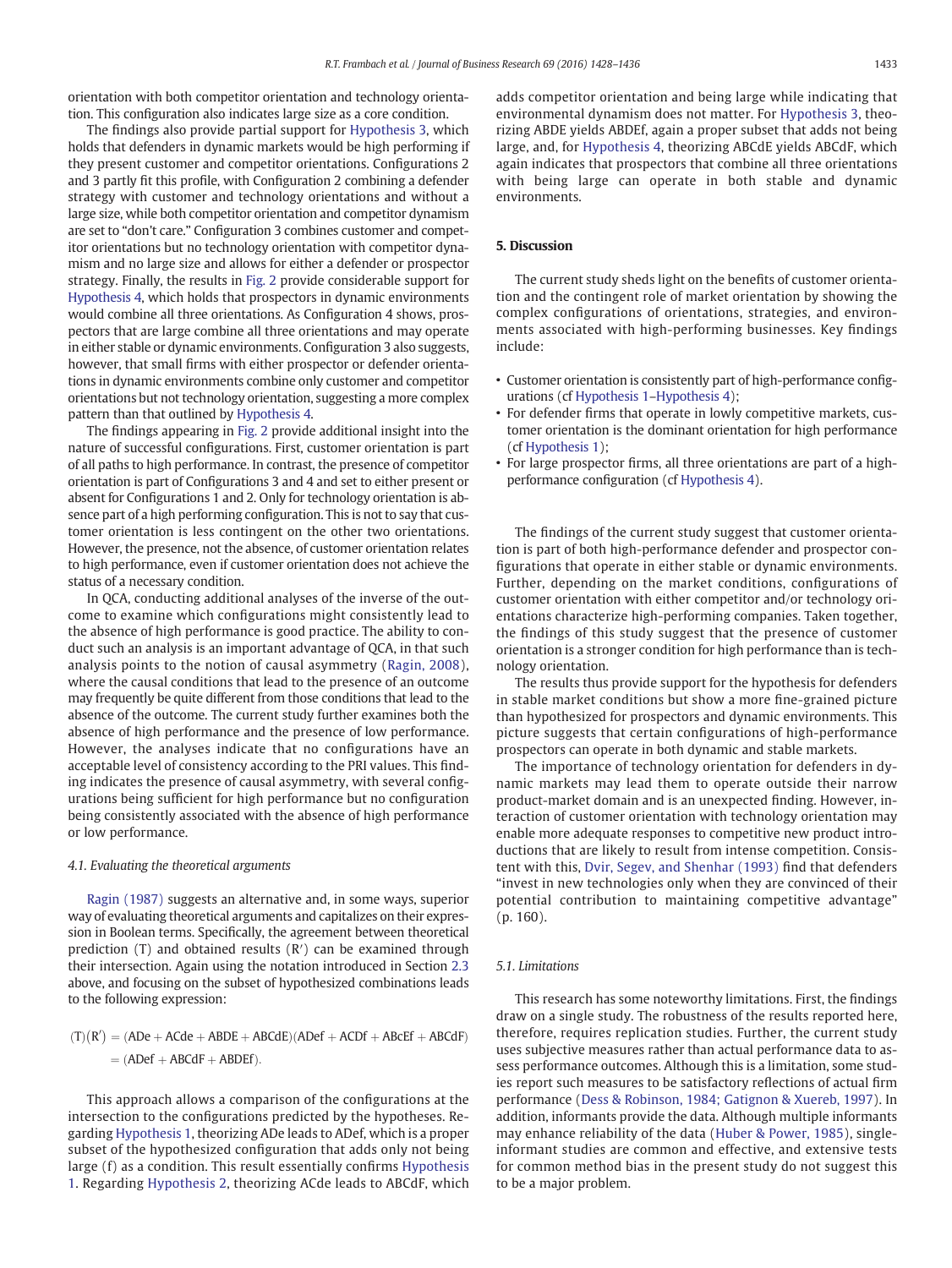orientation with both competitor orientation and technology orientation. This configuration also indicates large size as a core condition.

The findings also provide partial support for Hypothesis 3, which holds that defenders in dynamic markets would be high performing if they present customer and competitor orientations. Configurations 2 and 3 partly fit this profile, with Configuration 2 combining a defender strategy with customer and technology orientations and without a large size, while both competitor orientation and competitor dynamism are set to "don't care." Configuration 3 combines customer and competitor orientations but no technology orientation with competitor dynamism and no large size and allows for either a defender or prospector strategy. Finally, the results in Fig. 2 provide considerable support for Hypothesis 4, which holds that prospectors in dynamic environments would combine all three orientations. As Configuration 4 shows, prospectors that are large combine all three orientations and may operate in either stable or dynamic environments. Configuration 3 also suggests, however, that small firms with either prospector or defender orientations in dynamic environments combine only customer and competitor orientations but not technology orientation, suggesting a more complex pattern than that outlined by Hypothesis 4.

The findings appearing in Fig. 2 provide additional insight into the nature of successful configurations. First, customer orientation is part of all paths to high performance. In contrast, the presence of competitor orientation is part of Configurations 3 and 4 and set to either present or absent for Configurations 1 and 2. Only for technology orientation is absence part of a high performing configuration. This is not to say that customer orientation is less contingent on the other two orientations. However, the presence, not the absence, of customer orientation relates to high performance, even if customer orientation does not achieve the status of a necessary condition.

In QCA, conducting additional analyses of the inverse of the outcome to examine which configurations might consistently lead to the absence of high performance is good practice. The ability to conduct such an analysis is an important advantage of QCA, in that such analysis points to the notion of causal asymmetry (Ragin, 2008), where the causal conditions that lead to the presence of an outcome may frequently be quite different from those conditions that lead to the absence of the outcome. The current study further examines both the absence of high performance and the presence of low performance. However, the analyses indicate that no configurations have an acceptable level of consistency according to the PRI values. This finding indicates the presence of causal asymmetry, with several configurations being sufficient for high performance but no configuration being consistently associated with the absence of high performance or low performance.

### 4.1. Evaluating the theoretical arguments

Ragin (1987) suggests an alternative and, in some ways, superior way of evaluating theoretical arguments and capitalizes on their expression in Boolean terms. Specifically, the agreement between theoretical prediction (T) and obtained results (R′) can be examined through their intersection. Again using the notation introduced in Section 2.3 above, and focusing on the subset of hypothesized combinations leads to the following expression:

$$(T)(R') = (ADe + ACde + ABDE + ABCdE)(ADef + ACDf + ABcEf + ABCdF) = (ADef + ABCdF + ABDEf).$$

This approach allows a comparison of the configurations at the intersection to the configurations predicted by the hypotheses. Regarding Hypothesis 1, theorizing ADe leads to ADef, which is a proper subset of the hypothesized configuration that adds only not being large (f) as a condition. This result essentially confirms Hypothesis 1. Regarding Hypothesis 2, theorizing ACde leads to ABCdF, which adds competitor orientation and being large while indicating that environmental dynamism does not matter. For Hypothesis 3, theorizing ABDE yields ABDEf, again a proper subset that adds not being large, and, for Hypothesis 4, theorizing ABCdE yields ABCdF, which again indicates that prospectors that combine all three orientations with being large can operate in both stable and dynamic environments.

## 5. Discussion

The current study sheds light on the benefits of customer orientation and the contingent role of market orientation by showing the complex configurations of orientations, strategies, and environments associated with high-performing businesses. Key findings include:

- Customer orientation is consistently part of high-performance configurations (cf Hypothesis 1–Hypothesis 4);
- For defender firms that operate in lowly competitive markets, customer orientation is the dominant orientation for high performance (cf Hypothesis 1);
- For large prospector firms, all three orientations are part of a high-performance configuration (cf Hypothesis 4).

The findings of the current study suggest that customer orientation is part of both high-performance defender and prospector configurations that operate in either stable or dynamic environments. Further, depending on the market conditions, configurations of customer orientation with either competitor and/or technology orientations characterize high-performing companies. Taken together, the findings of this study suggest that the presence of customer orientation is a stronger condition for high performance than is technology orientation.

The results thus provide support for the hypothesis for defenders in stable market conditions but show a more fine-grained picture than hypothesized for prospectors and dynamic environments. This picture suggests that certain configurations of high-performance prospectors can operate in both dynamic and stable markets.

The importance of technology orientation for defenders in dynamic markets may lead them to operate outside their narrow product-market domain and is an unexpected finding. However, interaction of customer orientation with technology orientation may enable more adequate responses to competitive new product introductions that are likely to result from intense competition. Consistent with this, Dvir, Segev, and Shenhar (1993) find that defenders "invest in new technologies only when they are convinced of their potential contribution to maintaining competitive advantage" (p. 160).

### 5.1. Limitations

This research has some noteworthy limitations. First, the findings draw on a single study. The robustness of the results reported here, therefore, requires replication studies. Further, the current study uses subjective measures rather than actual performance data to assess performance outcomes. Although this is a limitation, some studies report such measures to be satisfactory reflections of actual firm performance (Dess & Robinson, 1984; Gatignon & Xuereb, 1997). In addition, informants provide the data. Although multiple informants may enhance reliability of the data (Huber & Power, 1985), single-informant studies are common and effective, and extensive tests for common method bias in the present study do not suggest this to be a major problem.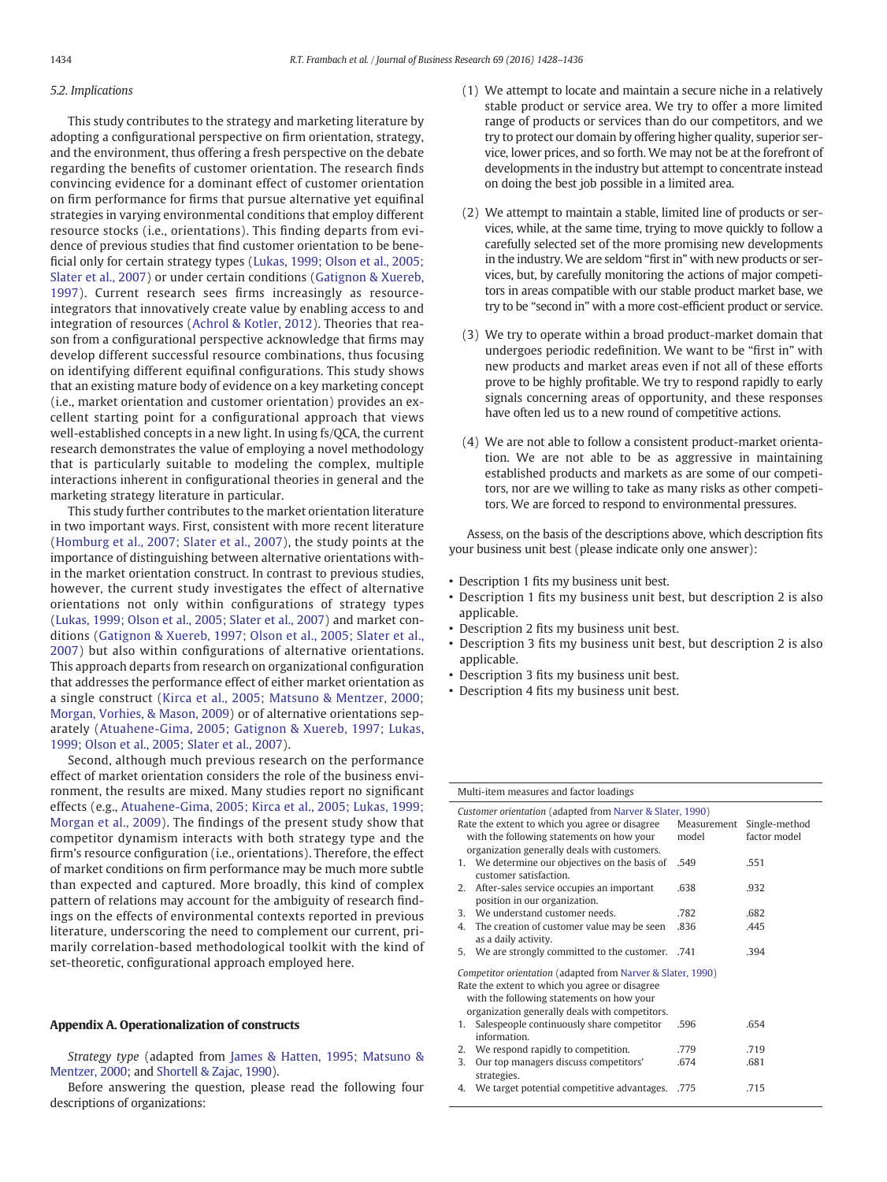### 5.2. Implications

This study contributes to the strategy and marketing literature by adopting a configurational perspective on firm orientation, strategy, and the environment, thus offering a fresh perspective on the debate regarding the benefits of customer orientation. The research finds convincing evidence for a dominant effect of customer orientation on firm performance for firms that pursue alternative yet equifinal strategies in varying environmental conditions that employ different resource stocks (i.e., orientations). This finding departs from evidence of previous studies that find customer orientation to be beneficial only for certain strategy types (Lukas, 1999; Olson et al., 2005; Slater et al., 2007) or under certain conditions (Gatignon & Xuereb, 1997). Current research sees firms increasingly as resource-integrators that innovatively create value by enabling access to and integration of resources (Achrol & Kotler, 2012). Theories that reason from a configurational perspective acknowledge that firms may develop different successful resource combinations, thus focusing on identifying different equifinal configurations. This study shows that an existing mature body of evidence on a key marketing concept (i.e., market orientation and customer orientation) provides an excellent starting point for a configurational approach that views well-established concepts in a new light. In using fs/QCA, the current research demonstrates the value of employing a novel methodology that is particularly suitable to modeling the complex, multiple interactions inherent in configurational theories in general and the marketing strategy literature in particular.

This study further contributes to the market orientation literature in two important ways. First, consistent with more recent literature (Homburg et al., 2007; Slater et al., 2007), the study points at the importance of distinguishing between alternative orientations within the market orientation construct. In contrast to previous studies, however, the current study investigates the effect of alternative orientations not only within configurations of strategy types (Lukas, 1999; Olson et al., 2005; Slater et al., 2007) and market conditions (Gatignon & Xuereb, 1997; Olson et al., 2005; Slater et al., 2007) but also within configurations of alternative orientations. This approach departs from research on organizational configuration that addresses the performance effect of either market orientation as a single construct (Kirca et al., 2005; Matsuno & Mentzer, 2000; Morgan, Vorhies, & Mason, 2009) or of alternative orientations separately (Atuahene-Gima, 2005; Gatignon & Xuereb, 1997; Lukas, 1999; Olson et al., 2005; Slater et al., 2007).

Second, although much previous research on the performance effect of market orientation considers the role of the business environment, the results are mixed. Many studies report no significant effects (e.g., Atuahene-Gima, 2005; Kirca et al., 2005; Lukas, 1999; Morgan et al., 2009). The findings of the present study show that competitor dynamism interacts with both strategy type and the firm's resource configuration (i.e., orientations). Therefore, the effect of market conditions on firm performance may be much more subtle than expected and captured. More broadly, this kind of complex pattern of relations may account for the ambiguity of research findings on the effects of environmental contexts reported in previous literature, underscoring the need to complement our current, primarily correlation-based methodological toolkit with the kind of set-theoretic, configurational approach employed here.

## Appendix A. Operationalization of constructs

*Strategy type* (adapted from James & Hatten, 1995; Matsuno & Mentzer, 2000; and Shortell & Zajac, 1990).

Before answering the question, please read the following four descriptions of organizations:

(1) We attempt to locate and maintain a secure niche in a relatively stable product or service area. We try to offer a more limited range of products or services than do our competitors, and we try to protect our domain by offering higher quality, superior service, lower prices, and so forth. We may not be at the forefront of developments in the industry but attempt to concentrate instead on doing the best job possible in a limited area.

(2) We attempt to maintain a stable, limited line of products or services, while, at the same time, trying to move quickly to follow a carefully selected set of the more promising new developments in the industry. We are seldom "first in" with new products or services, but, by carefully monitoring the actions of major competitors in areas compatible with our stable product market base, we try to be "second in" with a more cost-efficient product or service.

(3) We try to operate within a broad product-market domain that undergoes periodic redefinition. We want to be "first in" with new products and market areas even if not all of these efforts prove to be highly profitable. We try to respond rapidly to early signals concerning areas of opportunity, and these responses have often led us to a new round of competitive actions.

(4) We are not able to follow a consistent product-market orientation. We are not able to be as aggressive in maintaining established products and markets as are some of our competitors, nor are we willing to take as many risks as other competitors. We are forced to respond to environmental pressures.

Assess, on the basis of the descriptions above, which description fits your business unit best (please indicate only one answer):

- Description 1 fits my business unit best.
- Description 1 fits my business unit best, but description 2 is also applicable.
- Description 2 fits my business unit best.
- Description 3 fits my business unit best, but description 2 is also applicable.
- Description 3 fits my business unit best.
- Description 4 fits my business unit best.

Multi-item measures and factor loadings

| | Measurement model | Single-method factor model |
|---|---|---|
| *Customer orientation* (adapted from Narver & Slater, 1990) | | |
| Rate the extent to which you agree or disagree with the following statements on how your organization generally deals with customers. | | |
| 1. We determine our objectives on the basis of customer satisfaction. | .549 | .551 |
| 2. After-sales service occupies an important position in our organization. | .638 | .932 |
| 3. We understand customer needs. | .782 | .682 |
| 4. The creation of customer value may be seen as a daily activity. | .836 | .445 |
| 5. We are strongly committed to the customer. | .741 | .394 |
| *Competitor orientation* (adapted from Narver & Slater, 1990) | | |
| Rate the extent to which you agree or disagree with the following statements on how your organization generally deals with competitors. | | |
| 1. Salespeople continuously share competitor information. | .596 | .654 |
| 2. We respond rapidly to competition. | .779 | .719 |
| 3. Our top managers discuss competitors' strategies. | .674 | .681 |
| 4. We target potential competitive advantages. | .775 | .715 |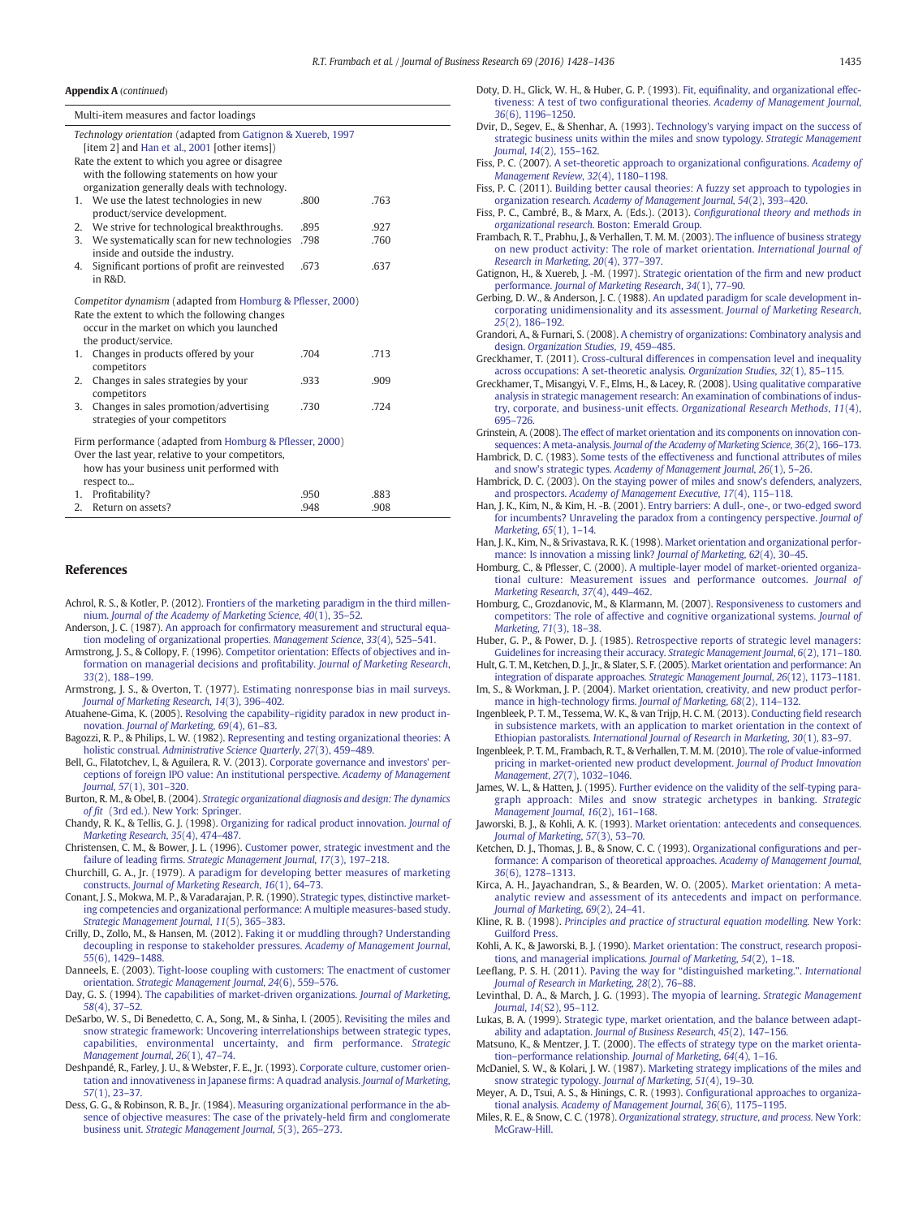**Appendix A** (*continued*)

| Multi-item measures and factor loadings | | |
|---|---|---|
| *Technology orientation* (adapted from Gatignon & Xuereb, 1997 [item 2] and Han et al., 2001 [other items]) | | |
| Rate the extent to which you agree or disagree with the following statements on how your organization generally deals with technology. | | |
| 1. We use the latest technologies in new product/service development. | .800 | .763 |
| 2. We strive for technological breakthroughs. | .895 | .927 |
| 3. We systematically scan for new technologies inside and outside the industry. | .798 | .760 |
| 4. Significant portions of profit are reinvested in R&D. | .673 | .637 |
| *Competitor dynamism* (adapted from Homburg & Pflesser, 2000) | | |
| Rate the extent to which the following changes occur in the market on which you launched the product/service. | | |
| 1. Changes in products offered by your competitors | .704 | .713 |
| 2. Changes in sales strategies by your competitors | .933 | .909 |
| 3. Changes in sales promotion/advertising strategies of your competitors | .730 | .724 |
| Firm performance (adapted from Homburg & Pflesser, 2000) | | |
| Over the last year, relative to your competitors, how has your business unit performed with respect to… | | |
| 1. Profitability? | .950 | .883 |
| 2. Return on assets? | .948 | .908 |

## References

Achrol, R. S., & Kotler, P. (2012). Frontiers of the marketing paradigm in the third millennium. *Journal of the Academy of Marketing Science*, *40*(1), 35–52.

Anderson, J. C. (1987). An approach for confirmatory measurement and structural equation modeling of organizational properties. *Management Science*, *33*(4), 525–541.

Armstrong, J. S., & Collopy, F. (1996). Competitor orientation: Effects of objectives and information on managerial decisions and profitability. *Journal of Marketing Research*, *33*(2), 188–199.

Armstrong, J. S., & Overton, T. (1977). Estimating nonresponse bias in mail surveys. *Journal of Marketing Research*, *14*(3), 396–402.

Atuahene-Gima, K. (2005). Resolving the capability–rigidity paradox in new product innovation. *Journal of Marketing*, *69*(4), 61–83.

Bagozzi, R. P., & Philips, L. W. (1982). Representing and testing organizational theories: A holistic construal. *Administrative Science Quarterly*, *27*(3), 459–489.

Bell, G., Filatotchev, I., & Aguilera, R. V. (2013). Corporate governance and investors' perceptions of foreign IPO value: An institutional perspective. *Academy of Management Journal*, *57*(1), 301–320.

Burton, R. M., & Obel, B. (2004). *Strategic organizational diagnosis and design: The dynamics of fit* (3rd ed.). New York: Springer.

Chandy, R. K., & Tellis, G. J. (1998). Organizing for radical product innovation. *Journal of Marketing Research*, *35*(4), 474–487.

Christensen, C. M., & Bower, J. L. (1996). Customer power, strategic investment and the failure of leading firms. *Strategic Management Journal*, *17*(3), 197–218.

Churchill, G. A., Jr. (1979). A paradigm for developing better measures of marketing constructs. *Journal of Marketing Research*, *16*(1), 64–73.

Conant, J. S., Mokwa, M. P., & Varadarajan, P. R. (1990). Strategic types, distinctive marketing competencies and organizational performance: A multiple measures-based study. *Strategic Management Journal*, *11*(5), 365–383.

Crilly, D., Zollo, M., & Hansen, M. (2012). Faking it or muddling through? Understanding decoupling in response to stakeholder pressures. *Academy of Management Journal*, *55*(6), 1429–1488.

Danneels, E. (2003). Tight-loose coupling with customers: The enactment of customer orientation. *Strategic Management Journal*, *24*(6), 559–576.

Day, G. S. (1994). The capabilities of market-driven organizations. *Journal of Marketing*, *58*(4), 37–52.

DeSarbo, W. S., Di Benedetto, C. A., Song, M., & Sinha, I. (2005). Revisiting the miles and snow strategic framework: Uncovering interrelationships between strategic types, capabilities, environmental uncertainty, and firm performance. *Strategic Management Journal*, *26*(1), 47–74.

Deshpandé, R., Farley, J. U., & Webster, F. E., Jr. (1993). Corporate culture, customer orientation and innovativeness in Japanese firms: A quadrad analysis. *Journal of Marketing*, *57*(1), 23–37.

Dess, G. G., & Robinson, R. B., Jr. (1984). Measuring organizational performance in the absence of objective measures: The case of the privately-held firm and conglomerate business unit. *Strategic Management Journal*, *5*(3), 265–273.

Doty, D. H., Glick, W. H., & Huber, G. P. (1993). Fit, equifinality, and organizational effectiveness: A test of two configurational theories. *Academy of Management Journal*, *36*(6), 1196–1250.

Dvir, D., Segev, E., & Shenhar, A. (1993). Technology's varying impact on the success of strategic business units within the miles and snow typology. *Strategic Management Journal*, *14*(2), 155–162.

Fiss, P. C. (2007). A set-theoretic approach to organizational configurations. *Academy of Management Review*, *32*(4), 1180–1198.

Fiss, P. C. (2011). Building better causal theories: A fuzzy set approach to typologies in organization research. *Academy of Management Journal*, *54*(2), 393–420.

Fiss, P. C., Cambré, B., & Marx, A. (Eds.). (2013). *Configurational theory and methods in organizational research*. Boston: Emerald Group.

Frambach, R. T., Prabhu, J., & Verhallen, T. M. M. (2003). The influence of business strategy on new product activity: The role of market orientation. *International Journal of Research in Marketing*, *20*(4), 377–397.

Gatignon, H., & Xuereb, J. -M. (1997). Strategic orientation of the firm and new product performance. *Journal of Marketing Research*, *34*(1), 77–90.

Gerbing, D. W., & Anderson, J. C. (1988). An updated paradigm for scale development incorporating unidimensionality and its assessment. *Journal of Marketing Research*, *25*(2), 186–192.

Grandori, A., & Furnari, S. (2008). A chemistry of organizations: Combinatory analysis and design. *Organization Studies*, *19*, 459–485.

Greckhamer, T. (2011). Cross-cultural differences in compensation level and inequality across occupations: A set-theoretic analysis. *Organization Studies*, *32*(1), 85–115.

Greckhamer, T., Misangyi, V. F., Elms, H., & Lacey, R. (2008). Using qualitative comparative analysis in strategic management research: An examination of combinations of industry, corporate, and business-unit effects. *Organizational Research Methods*, *11*(4), 695–726.

Grinstein, A. (2008). The effect of market orientation and its components on innovation consequences: A meta-analysis. *Journal of the Academy of Marketing Science*, *36*(2), 166–173.

Hambrick, D. C. (1983). Some tests of the effectiveness and functional attributes of miles and snow's strategic types. *Academy of Management Journal*, *26*(1), 5–26.

Hambrick, D. C. (2003). On the staying power of miles and snow's defenders, analyzers, and prospectors. *Academy of Management Executive*, *17*(4), 115–118.

Han, J. K., Kim, N., & Kim, H. -B. (2001). Entry barriers: A dull-, one-, or two-edged sword for incumbents? Unraveling the paradox from a contingency perspective. *Journal of Marketing*, *65*(1), 1–14.

Han, J. K., Kim, N., & Srivastava, R. K. (1998). Market orientation and organizational performance: Is innovation a missing link? *Journal of Marketing*, *62*(4), 30–45.

Homburg, C., & Pflesser, C. (2000). A multiple-layer model of market-oriented organizational culture: Measurement issues and performance outcomes. *Journal of Marketing Research*, *37*(4), 449–462.

Homburg, C., Grozdanovic, M., & Klarmann, M. (2007). Responsiveness to customers and competitors: The role of affective and cognitive organizational systems. *Journal of Marketing*, *71*(3), 18–38.

Huber, G. P., & Power, D. J. (1985). Retrospective reports of strategic level managers: Guidelines for increasing their accuracy. *Strategic Management Journal*, *6*(2), 171–180.

Hult, G. T. M., Ketchen, D. J., Jr., & Slater, S. F. (2005). Market orientation and performance: An integration of disparate approaches. *Strategic Management Journal*, *26*(12), 1173–1181.

Im, S., & Workman, J. P. (2004). Market orientation, creativity, and new product performance in high-technology firms. *Journal of Marketing*, *68*(2), 114–132.

Ingenbleek, P. T. M., Tessema, W. K., & van Trijp, H. C. M. (2013). Conducting field research in subsistence markets, with an application to market orientation in the context of Ethiopian pastoralists. *International Journal of Research in Marketing*, *30*(1), 83–97.

Ingenbleek, P. T. M., Frambach, R. T., & Verhallen, T. M. M. (2010). The role of value-informed pricing in market-oriented new product development. *Journal of Product Innovation Management*, *27*(7), 1032–1046.

James, W. L., & Hatten, J. (1995). Further evidence on the validity of the self-typing paragraph approach: Miles and snow strategic archetypes in banking. *Strategic Management Journal*, *16*(2), 161–168.

Jaworski, B. J., & Kohli, A. K. (1993). Market orientation: antecedents and consequences. *Journal of Marketing*, *57*(3), 53–70.

Ketchen, D. J., Thomas, J. B., & Snow, C. C. (1993). Organizational configurations and performance: A comparison of theoretical approaches. *Academy of Management Journal*, *36*(6), 1278–1313.

Kirca, A. H., Jayachandran, S., & Bearden, W. O. (2005). Market orientation: A meta-analytic review and assessment of its antecedents and impact on performance. *Journal of Marketing*, *69*(2), 24–41.

Kline, R. B. (1998). *Principles and practice of structural equation modelling*. New York: Guilford Press.

Kohli, A. K., & Jaworski, B. J. (1990). Market orientation: The construct, research propositions, and managerial implications. *Journal of Marketing*, *54*(2), 1–18.

Leeflang, P. S. H. (2011). Paving the way for "distinguished marketing.". *International Journal of Research in Marketing*, *28*(2), 76–88.

Levinthal, D. A., & March, J. G. (1993). The myopia of learning. *Strategic Management Journal*, *14*(S2), 95–112.

Lukas, B. A. (1999). Strategic type, market orientation, and the balance between adaptability and adaptation. *Journal of Business Research*, *45*(2), 147–156.

Matsuno, K., & Mentzer, J. T. (2000). The effects of strategy type on the market orientation–performance relationship. *Journal of Marketing*, *64*(4), 1–16.

McDaniel, S. W., & Kolari, J. W. (1987). Marketing strategy implications of the miles and snow strategic typology. *Journal of Marketing*, *51*(4), 19–30.

Meyer, A. D., Tsui, A. S., & Hinings, C. R. (1993). Configurational approaches to organizational analysis. *Academy of Management Journal*, *36*(6), 1175–1195.

Miles, R. E., & Snow, C. C. (1978). *Organizational strategy, structure, and process*. New York: McGraw-Hill.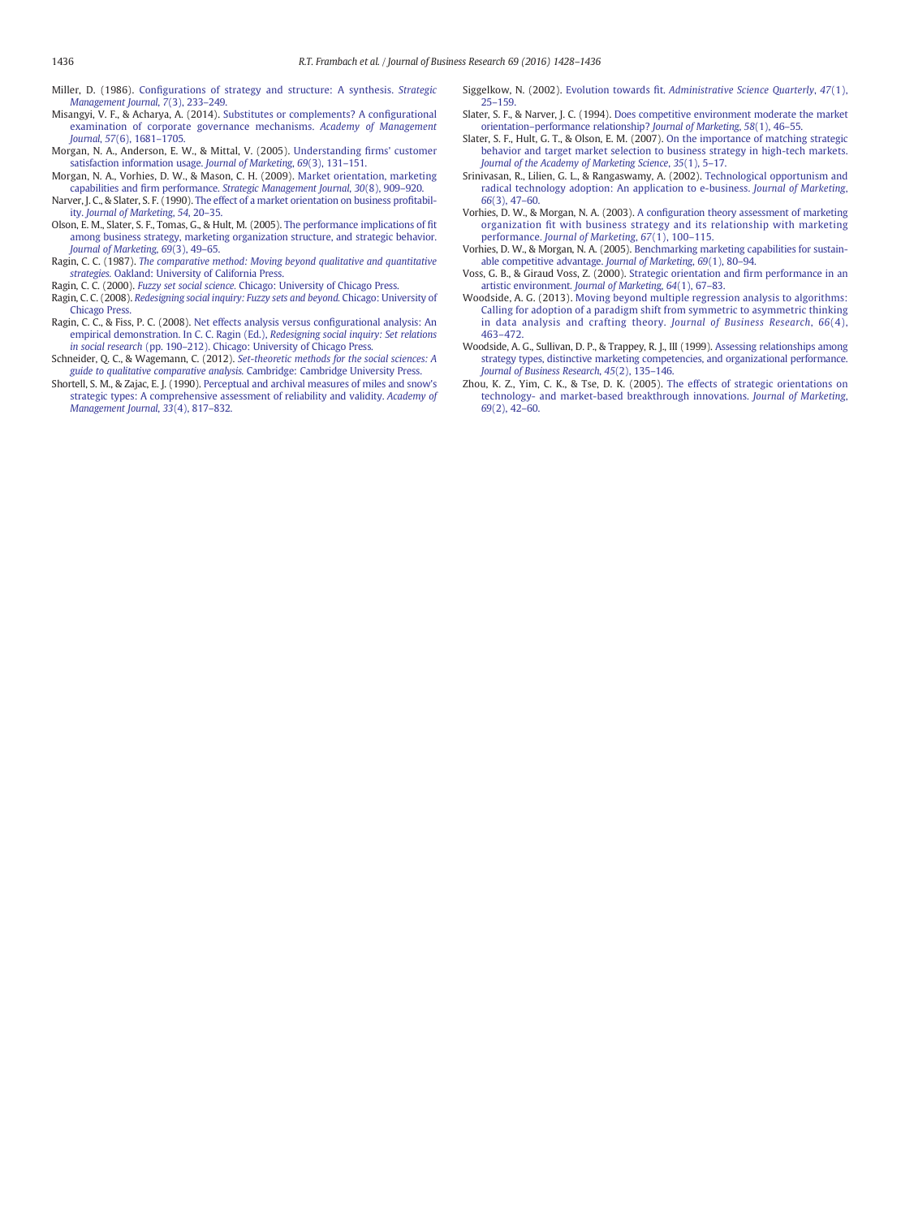Miller, D. (1986). Configurations of strategy and structure: A synthesis. *Strategic Management Journal*, *7*(3), 233–249.

Misangyi, V. F., & Acharya, A. (2014). Substitutes or complements? A configurational examination of corporate governance mechanisms. *Academy of Management Journal*, *57*(6), 1681–1705.

Morgan, N. A., Anderson, E. W., & Mittal, V. (2005). Understanding firms' customer satisfaction information usage. *Journal of Marketing*, *69*(3), 131–151.

Morgan, N. A., Vorhies, D. W., & Mason, C. H. (2009). Market orientation, marketing capabilities and firm performance. *Strategic Management Journal*, *30*(8), 909–920.

Narver, J. C., & Slater, S. F. (1990). The effect of a market orientation on business profitability. *Journal of Marketing*, *54*, 20–35.

Olson, E. M., Slater, S. F., Tomas, G., & Hult, M. (2005). The performance implications of fit among business strategy, marketing organization structure, and strategic behavior. *Journal of Marketing*, *69*(3), 49–65.

Ragin, C. C. (1987). *The comparative method: Moving beyond qualitative and quantitative strategies*. Oakland: University of California Press.

Ragin, C. C. (2000). *Fuzzy set social science*. Chicago: University of Chicago Press.

Ragin, C. C. (2008). *Redesigning social inquiry: Fuzzy sets and beyond*. Chicago: University of Chicago Press.

Ragin, C. C., & Fiss, P. C. (2008). Net effects analysis versus configurational analysis: An empirical demonstration. In C. C. Ragin (Ed.), *Redesigning social inquiry: Set relations in social research* (pp. 190–212). Chicago: University of Chicago Press.

Schneider, Q. C., & Wagemann, C. (2012). *Set-theoretic methods for the social sciences: A guide to qualitative comparative analysis*. Cambridge: Cambridge University Press.

Shortell, S. M., & Zajac, E. J. (1990). Perceptual and archival measures of miles and snow's strategic types: A comprehensive assessment of reliability and validity. *Academy of Management Journal*, *33*(4), 817–832.

Siggelkow, N. (2002). Evolution towards fit. *Administrative Science Quarterly*, *47*(1), 25–159.

Slater, S. F., & Narver, J. C. (1994). Does competitive environment moderate the market orientation–performance relationship? *Journal of Marketing*, *58*(1), 46–55.

Slater, S. F., Hult, G. T., & Olson, E. M. (2007). On the importance of matching strategic behavior and target market selection to business strategy in high-tech markets. *Journal of the Academy of Marketing Science*, *35*(1), 5–17.

Srinivasan, R., Lilien, G. L., & Rangaswamy, A. (2002). Technological opportunism and radical technology adoption: An application to e-business. *Journal of Marketing*, *66*(3), 47–60.

Vorhies, D. W., & Morgan, N. A. (2003). A configuration theory assessment of marketing organization fit with business strategy and its relationship with marketing performance. *Journal of Marketing*, *67*(1), 100–115.

Vorhies, D. W., & Morgan, N. A. (2005). Benchmarking marketing capabilities for sustainable competitive advantage. *Journal of Marketing*, *69*(1), 80–94.

Voss, G. B., & Giraud Voss, Z. (2000). Strategic orientation and firm performance in an artistic environment. *Journal of Marketing*, *64*(1), 67–83.

Woodside, A. G. (2013). Moving beyond multiple regression analysis to algorithms: Calling for adoption of a paradigm shift from symmetric to asymmetric thinking in data analysis and crafting theory. *Journal of Business Research*, *66*(4), 463–472.

Woodside, A. G., Sullivan, D. P., & Trappey, R. J., III (1999). Assessing relationships among strategy types, distinctive marketing competencies, and organizational performance. *Journal of Business Research*, *45*(2), 135–146.

Zhou, K. Z., Yim, C. K., & Tse, D. K. (2005). The effects of strategic orientations on technology- and market-based breakthrough innovations. *Journal of Marketing*, *69*(2), 42–60.